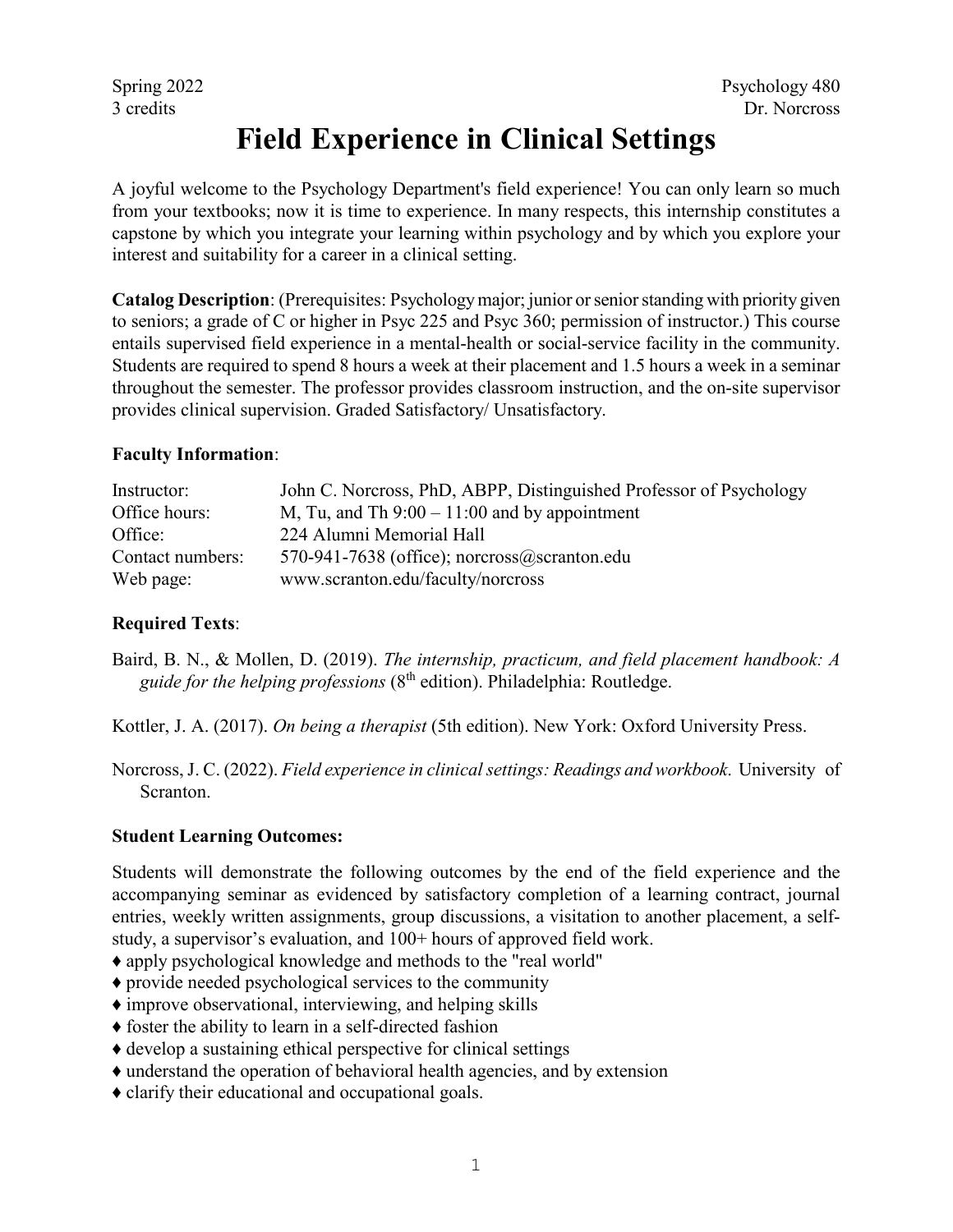Spring 2022 | Psychology 480
3 credits | Dr. Norcross

# Field Experience in Clinical Settings

A joyful welcome to the Psychology Department's field experience! You can only learn so much from your textbooks; now it is time to experience. In many respects, this internship constitutes a capstone by which you integrate your learning within psychology and by which you explore your interest and suitability for a career in a clinical setting.

**Catalog Description**: (Prerequisites: Psychology major; junior or senior standing with priority given to seniors; a grade of C or higher in Psyc 225 and Psyc 360; permission of instructor.) This course entails supervised field experience in a mental-health or social-service facility in the community. Students are required to spend 8 hours a week at their placement and 1.5 hours a week in a seminar throughout the semester. The professor provides classroom instruction, and the on-site supervisor provides clinical supervision. Graded Satisfactory/ Unsatisfactory.

**Faculty Information**:

| | |
|---|---|
| Instructor: | John C. Norcross, PhD, ABPP, Distinguished Professor of Psychology |
| Office hours: | M, Tu, and Th 9:00 – 11:00 and by appointment |
| Office: | 224 Alumni Memorial Hall |
| Contact numbers: | 570-941-7638 (office); norcross@scranton.edu |
| Web page: | www.scranton.edu/faculty/norcross |

**Required Texts**:

Baird, B. N., & Mollen, D. (2019). *The internship, practicum, and field placement handbook: A guide for the helping professions* (8th edition). Philadelphia: Routledge.

Kottler, J. A. (2017). *On being a therapist* (5th edition). New York: Oxford University Press.

Norcross, J. C. (2022). *Field experience in clinical settings: Readings and workbook.* University of Scranton.

**Student Learning Outcomes:**

Students will demonstrate the following outcomes by the end of the field experience and the accompanying seminar as evidenced by satisfactory completion of a learning contract, journal entries, weekly written assignments, group discussions, a visitation to another placement, a self-study, a supervisor's evaluation, and 100+ hours of approved field work.

- ♦ apply psychological knowledge and methods to the "real world"
- ♦ provide needed psychological services to the community
- ♦ improve observational, interviewing, and helping skills
- ♦ foster the ability to learn in a self-directed fashion
- ♦ develop a sustaining ethical perspective for clinical settings
- ♦ understand the operation of behavioral health agencies, and by extension
- ♦ clarify their educational and occupational goals.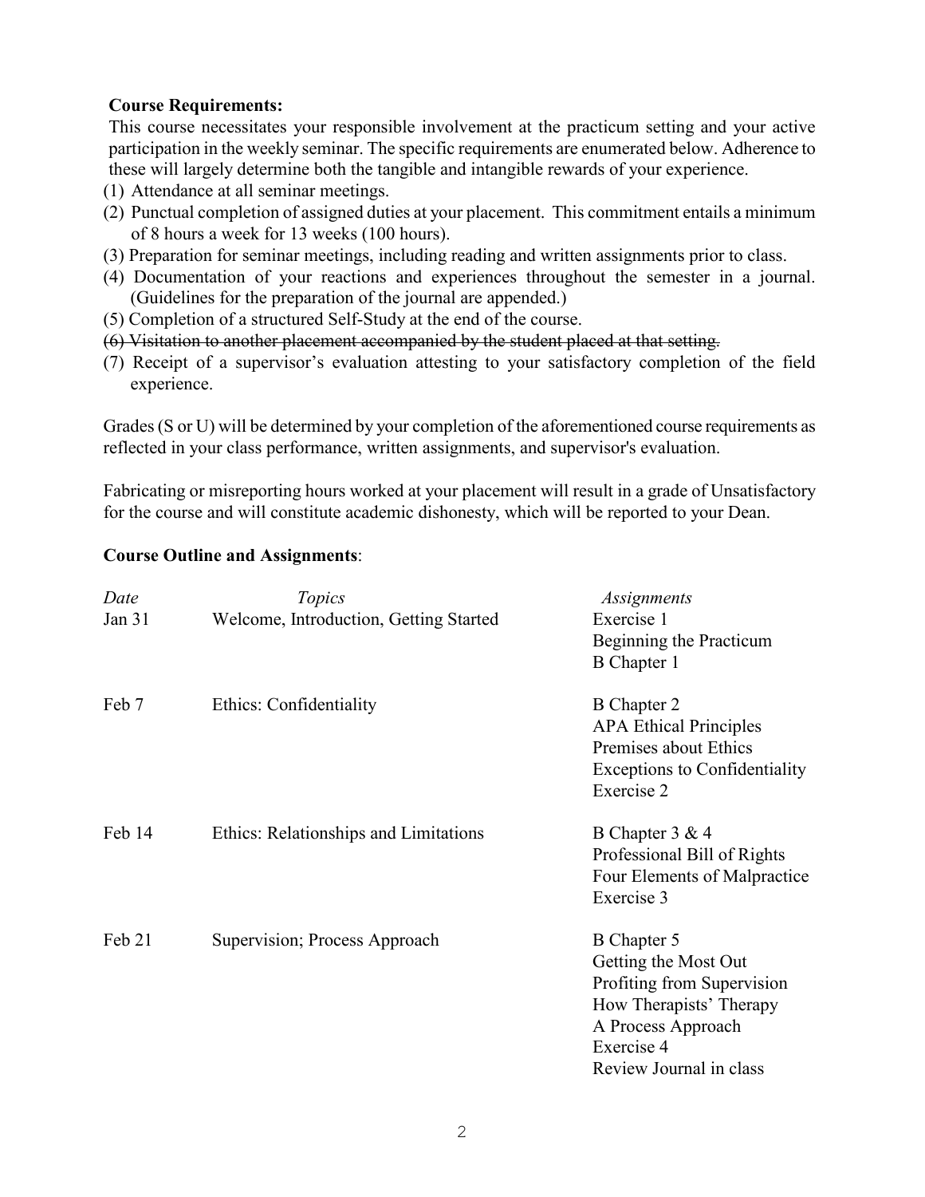**Course Requirements:**

This course necessitates your responsible involvement at the practicum setting and your active participation in the weekly seminar. The specific requirements are enumerated below. Adherence to these will largely determine both the tangible and intangible rewards of your experience.

(1) Attendance at all seminar meetings.
(2) Punctual completion of assigned duties at your placement. This commitment entails a minimum of 8 hours a week for 13 weeks (100 hours).
(3) Preparation for seminar meetings, including reading and written assignments prior to class.
(4) Documentation of your reactions and experiences throughout the semester in a journal. (Guidelines for the preparation of the journal are appended.)
(5) Completion of a structured Self-Study at the end of the course.
~~(6) Visitation to another placement accompanied by the student placed at that setting.~~
(7) Receipt of a supervisor's evaluation attesting to your satisfactory completion of the field experience.

Grades (S or U) will be determined by your completion of the aforementioned course requirements as reflected in your class performance, written assignments, and supervisor's evaluation.

Fabricating or misreporting hours worked at your placement will result in a grade of Unsatisfactory for the course and will constitute academic dishonesty, which will be reported to your Dean.

**Course Outline and Assignments**:

| *Date* | *Topics* | *Assignments* |
|---|---|---|
| Jan 31 | Welcome, Introduction, Getting Started | Exercise 1<br>Beginning the Practicum<br>B Chapter 1 |
| Feb 7 | Ethics: Confidentiality | B Chapter 2<br>APA Ethical Principles<br>Premises about Ethics<br>Exceptions to Confidentiality<br>Exercise 2 |
| Feb 14 | Ethics: Relationships and Limitations | B Chapter 3 & 4<br>Professional Bill of Rights<br>Four Elements of Malpractice<br>Exercise 3 |
| Feb 21 | Supervision; Process Approach | B Chapter 5<br>Getting the Most Out<br>Profiting from Supervision<br>How Therapists' Therapy<br>A Process Approach<br>Exercise 4<br>Review Journal in class |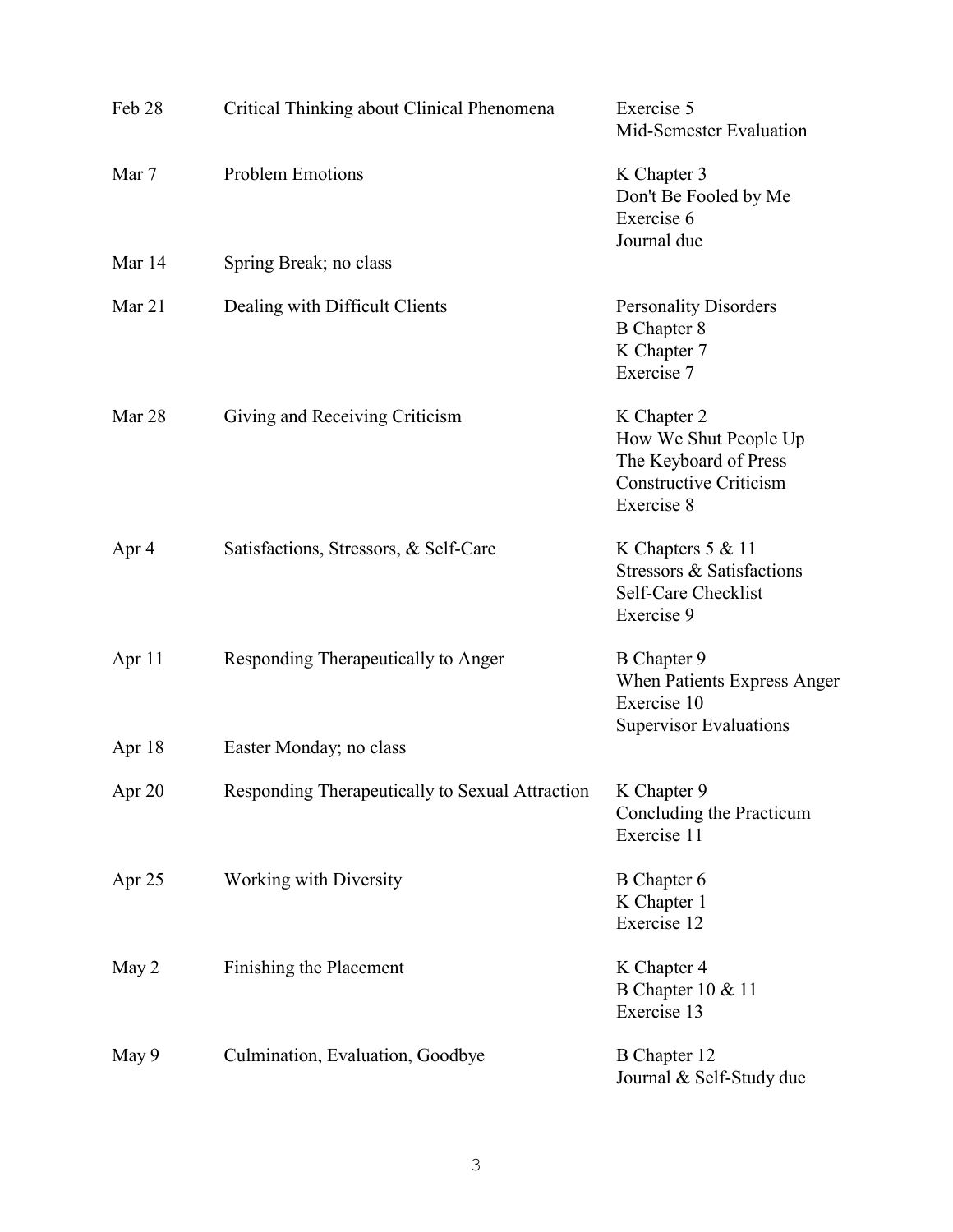| | | |
|---|---|---|
| Feb 28 | Critical Thinking about Clinical Phenomena | Exercise 5<br>Mid-Semester Evaluation |
| Mar 7 | Problem Emotions | K Chapter 3<br>Don't Be Fooled by Me<br>Exercise 6<br>Journal due |
| Mar 14 | Spring Break; no class | |
| Mar 21 | Dealing with Difficult Clients | Personality Disorders<br>B Chapter 8<br>K Chapter 7<br>Exercise 7 |
| Mar 28 | Giving and Receiving Criticism | K Chapter 2<br>How We Shut People Up<br>The Keyboard of Press<br>Constructive Criticism<br>Exercise 8 |
| Apr 4 | Satisfactions, Stressors, & Self-Care | K Chapters 5 & 11<br>Stressors & Satisfactions<br>Self-Care Checklist<br>Exercise 9 |
| Apr 11 | Responding Therapeutically to Anger | B Chapter 9<br>When Patients Express Anger<br>Exercise 10<br>Supervisor Evaluations |
| Apr 18 | Easter Monday; no class | |
| Apr 20 | Responding Therapeutically to Sexual Attraction | K Chapter 9<br>Concluding the Practicum<br>Exercise 11 |
| Apr 25 | Working with Diversity | B Chapter 6<br>K Chapter 1<br>Exercise 12 |
| May 2 | Finishing the Placement | K Chapter 4<br>B Chapter 10 & 11<br>Exercise 13 |
| May 9 | Culmination, Evaluation, Goodbye | B Chapter 12<br>Journal & Self-Study due |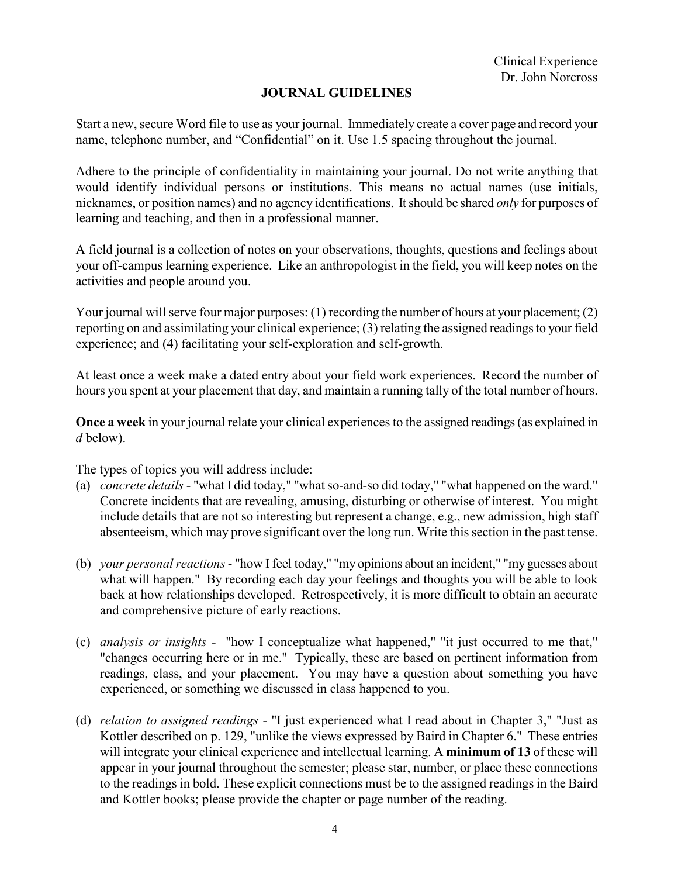Clinical Experience
Dr. John Norcross

## JOURNAL GUIDELINES

Start a new, secure Word file to use as your journal. Immediately create a cover page and record your name, telephone number, and "Confidential" on it. Use 1.5 spacing throughout the journal.

Adhere to the principle of confidentiality in maintaining your journal. Do not write anything that would identify individual persons or institutions. This means no actual names (use initials, nicknames, or position names) and no agency identifications. It should be shared *only* for purposes of learning and teaching, and then in a professional manner.

A field journal is a collection of notes on your observations, thoughts, questions and feelings about your off-campus learning experience. Like an anthropologist in the field, you will keep notes on the activities and people around you.

Your journal will serve four major purposes: (1) recording the number of hours at your placement; (2) reporting on and assimilating your clinical experience; (3) relating the assigned readings to your field experience; and (4) facilitating your self-exploration and self-growth.

At least once a week make a dated entry about your field work experiences. Record the number of hours you spent at your placement that day, and maintain a running tally of the total number of hours.

**Once a week** in your journal relate your clinical experiences to the assigned readings (as explained in *d* below).

The types of topics you will address include:

(a) *concrete details* - "what I did today," "what so-and-so did today," "what happened on the ward." Concrete incidents that are revealing, amusing, disturbing or otherwise of interest. You might include details that are not so interesting but represent a change, e.g., new admission, high staff absenteeism, which may prove significant over the long run. Write this section in the past tense.

(b) *your personal reactions* - "how I feel today," "my opinions about an incident," "my guesses about what will happen." By recording each day your feelings and thoughts you will be able to look back at how relationships developed. Retrospectively, it is more difficult to obtain an accurate and comprehensive picture of early reactions.

(c) *analysis or insights* - "how I conceptualize what happened," "it just occurred to me that," "changes occurring here or in me." Typically, these are based on pertinent information from readings, class, and your placement. You may have a question about something you have experienced, or something we discussed in class happened to you.

(d) *relation to assigned readings* - "I just experienced what I read about in Chapter 3," "Just as Kottler described on p. 129, "unlike the views expressed by Baird in Chapter 6." These entries will integrate your clinical experience and intellectual learning. A **minimum of 13** of these will appear in your journal throughout the semester; please star, number, or place these connections to the readings in bold. These explicit connections must be to the assigned readings in the Baird and Kottler books; please provide the chapter or page number of the reading.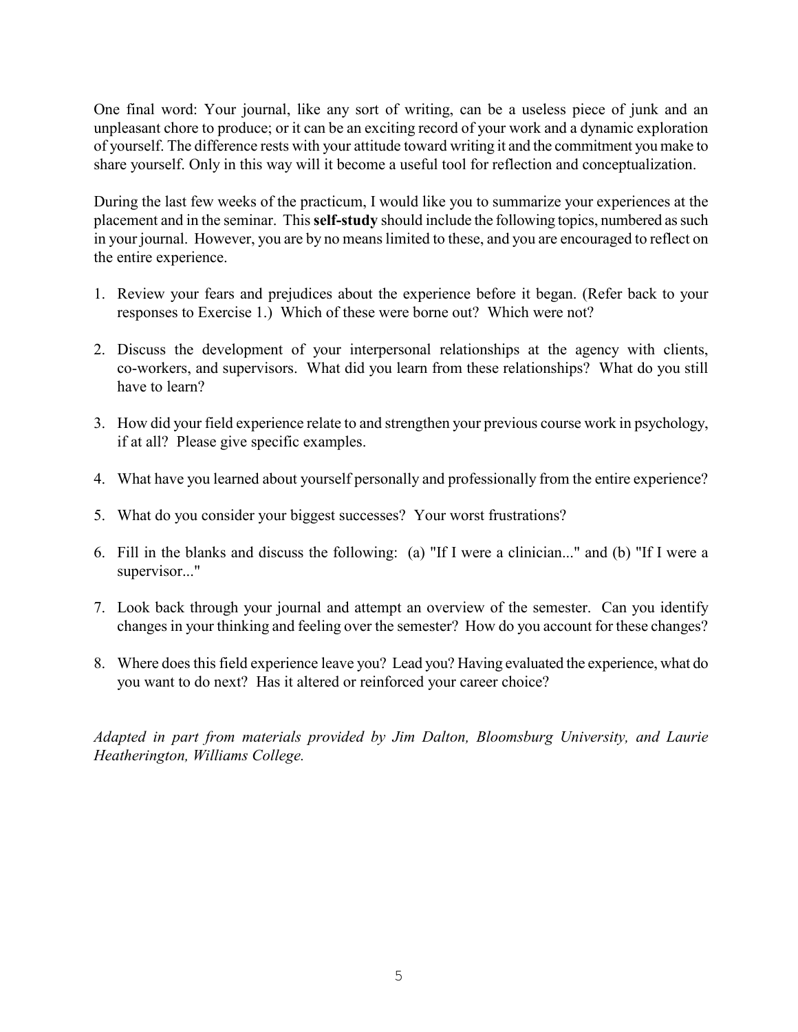One final word: Your journal, like any sort of writing, can be a useless piece of junk and an unpleasant chore to produce; or it can be an exciting record of your work and a dynamic exploration of yourself. The difference rests with your attitude toward writing it and the commitment you make to share yourself. Only in this way will it become a useful tool for reflection and conceptualization.

During the last few weeks of the practicum, I would like you to summarize your experiences at the placement and in the seminar. This **self-study** should include the following topics, numbered as such in your journal. However, you are by no means limited to these, and you are encouraged to reflect on the entire experience.

1. Review your fears and prejudices about the experience before it began. (Refer back to your responses to Exercise 1.) Which of these were borne out? Which were not?

2. Discuss the development of your interpersonal relationships at the agency with clients, co-workers, and supervisors. What did you learn from these relationships? What do you still have to learn?

3. How did your field experience relate to and strengthen your previous course work in psychology, if at all? Please give specific examples.

4. What have you learned about yourself personally and professionally from the entire experience?

5. What do you consider your biggest successes? Your worst frustrations?

6. Fill in the blanks and discuss the following: (a) "If I were a clinician..." and (b) "If I were a supervisor..."

7. Look back through your journal and attempt an overview of the semester. Can you identify changes in your thinking and feeling over the semester? How do you account for these changes?

8. Where does this field experience leave you? Lead you? Having evaluated the experience, what do you want to do next? Has it altered or reinforced your career choice?

*Adapted in part from materials provided by Jim Dalton, Bloomsburg University, and Laurie Heatherington, Williams College.*